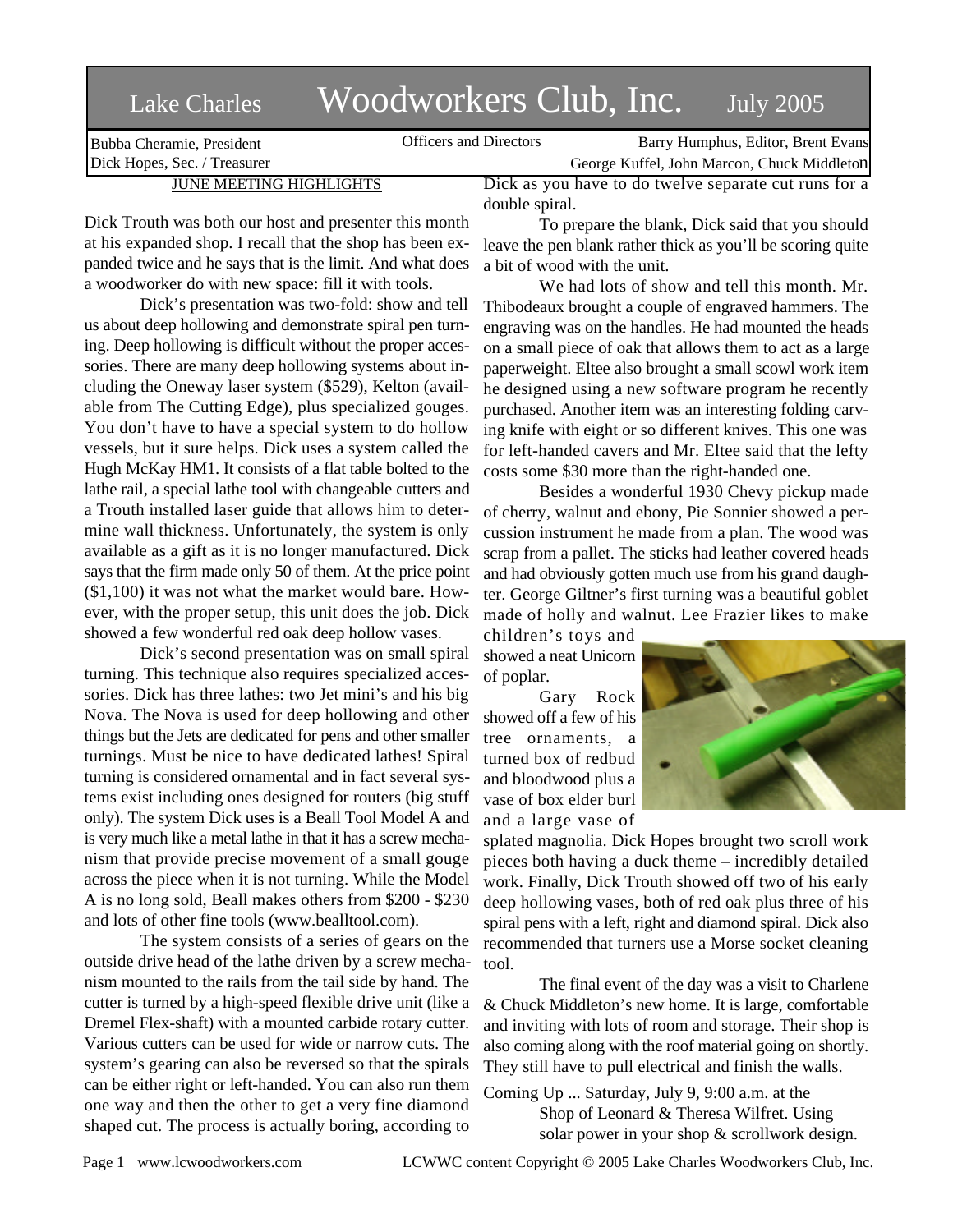# Lake Charles Woodworkers Club, Inc. July 2005

Bubba Cheramie, President
Dick Hopes, Sec. / Treasurer

Officers and Directors

Barry Humphus, Editor, Brent Evans
George Kuffel, John Marcon, Chuck Middleton

## JUNE MEETING HIGHLIGHTS

Dick Trouth was both our host and presenter this month at his expanded shop. I recall that the shop has been expanded twice and he says that is the limit. And what does a woodworker do with new space: fill it with tools.

Dick's presentation was two-fold: show and tell us about deep hollowing and demonstrate spiral pen turning. Deep hollowing is difficult without the proper accessories. There are many deep hollowing systems about including the Oneway laser system ($529), Kelton (available from The Cutting Edge), plus specialized gouges. You don't have to have a special system to do hollow vessels, but it sure helps. Dick uses a system called the Hugh McKay HM1. It consists of a flat table bolted to the lathe rail, a special lathe tool with changeable cutters and a Trouth installed laser guide that allows him to determine wall thickness. Unfortunately, the system is only available as a gift as it is no longer manufactured. Dick says that the firm made only 50 of them. At the price point ($1,100) it was not what the market would bare. However, with the proper setup, this unit does the job. Dick showed a few wonderful red oak deep hollow vases.

Dick's second presentation was on small spiral turning. This technique also requires specialized accessories. Dick has three lathes: two Jet mini's and his big Nova. The Nova is used for deep hollowing and other things but the Jets are dedicated for pens and other smaller turnings. Must be nice to have dedicated lathes! Spiral turning is considered ornamental and in fact several systems exist including ones designed for routers (big stuff only). The system Dick uses is a Beall Tool Model A and is very much like a metal lathe in that it has a screw mechanism that provide precise movement of a small gouge across the piece when it is not turning. While the Model A is no long sold, Beall makes others from $200 - $230 and lots of other fine tools (www.bealltool.com).

The system consists of a series of gears on the outside drive head of the lathe driven by a screw mechanism mounted to the rails from the tail side by hand. The cutter is turned by a high-speed flexible drive unit (like a Dremel Flex-shaft) with a mounted carbide rotary cutter. Various cutters can be used for wide or narrow cuts. The system's gearing can also be reversed so that the spirals can be either right or left-handed. You can also run them one way and then the other to get a very fine diamond shaped cut. The process is actually boring, according to Dick as you have to do twelve separate cut runs for a double spiral.

To prepare the blank, Dick said that you should leave the pen blank rather thick as you'll be scoring quite a bit of wood with the unit.

We had lots of show and tell this month. Mr. Thibodeaux brought a couple of engraved hammers. The engraving was on the handles. He had mounted the heads on a small piece of oak that allows them to act as a large paperweight. Eltee also brought a small scowl work item he designed using a new software program he recently purchased. Another item was an interesting folding carving knife with eight or so different knives. This one was for left-handed cavers and Mr. Eltee said that the lefty costs some $30 more than the right-handed one.

Besides a wonderful 1930 Chevy pickup made of cherry, walnut and ebony, Pie Sonnier showed a percussion instrument he made from a plan. The wood was scrap from a pallet. The sticks had leather covered heads and had obviously gotten much use from his grand daughter. George Giltner's first turning was a beautiful goblet made of holly and walnut. Lee Frazier likes to make children's toys and showed a neat Unicorn of poplar.

Gary Rock showed off a few of his tree ornaments, a turned box of redbud and bloodwood plus a vase of box elder burl and a large vase of splated magnolia. Dick Hopes brought two scroll work pieces both having a duck theme – incredibly detailed work. Finally, Dick Trouth showed off two of his early deep hollowing vases, both of red oak plus three of his spiral pens with a left, right and diamond spiral. Dick also recommended that turners use a Morse socket cleaning tool.

The final event of the day was a visit to Charlene & Chuck Middleton's new home. It is large, comfortable and inviting with lots of room and storage. Their shop is also coming along with the roof material going on shortly. They still have to pull electrical and finish the walls.

Coming Up ... Saturday, July 9, 9:00 a.m. at the Shop of Leonard & Theresa Wilfret. Using solar power in your shop & scrollwork design.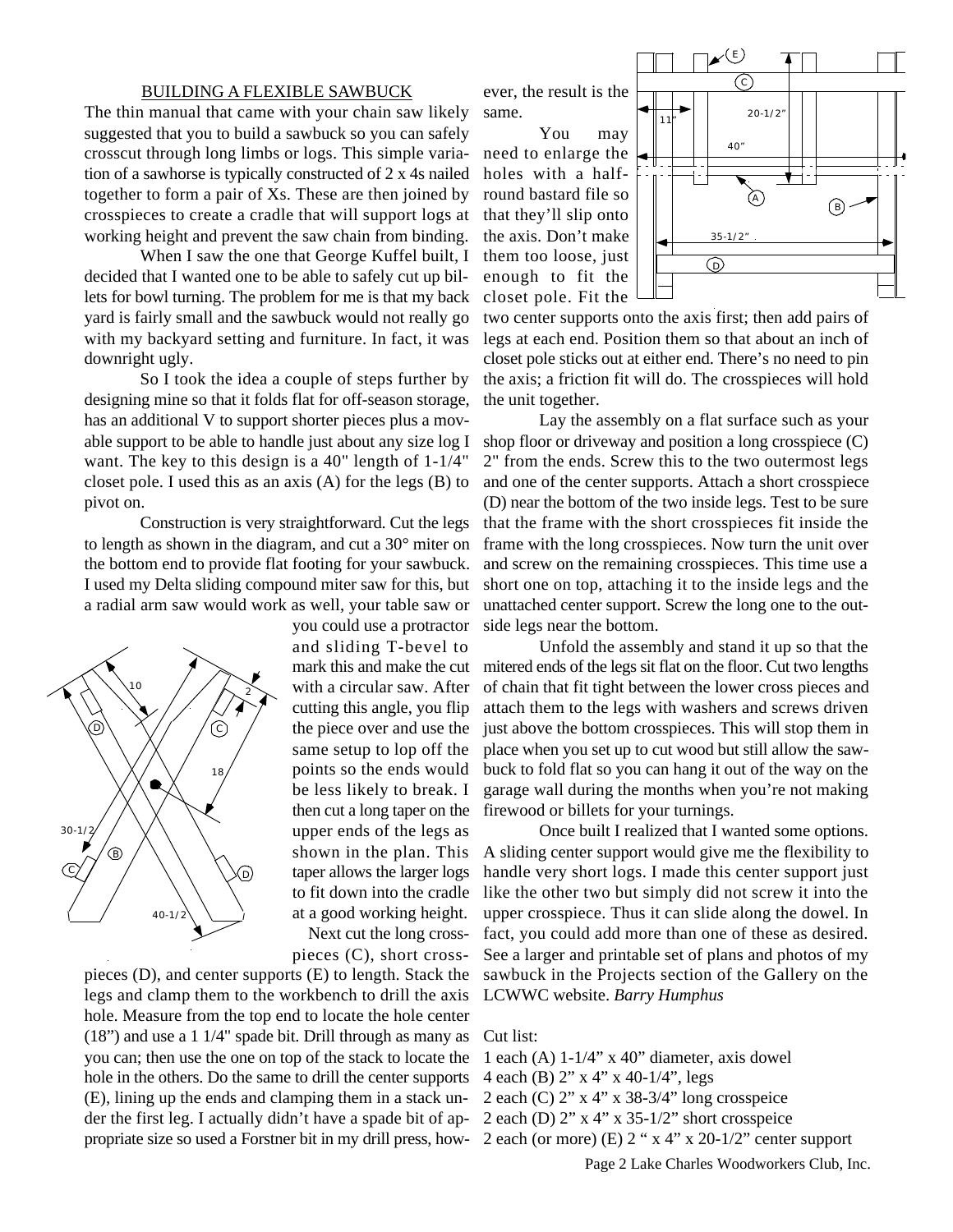## BUILDING A FLEXIBLE SAWBUCK

The thin manual that came with your chain saw likely suggested that you to build a sawbuck so you can safely crosscut through long limbs or logs. This simple variation of a sawhorse is typically constructed of 2 x 4s nailed together to form a pair of Xs. These are then joined by crosspieces to create a cradle that will support logs at working height and prevent the saw chain from binding.

When I saw the one that George Kuffel built, I decided that I wanted one to be able to safely cut up billets for bowl turning. The problem for me is that my back yard is fairly small and the sawbuck would not really go with my backyard setting and furniture. In fact, it was downright ugly.

So I took the idea a couple of steps further by designing mine so that it folds flat for off-season storage, has an additional V to support shorter pieces plus a movable support to be able to handle just about any size log I want. The key to this design is a 40" length of 1-1/4" closet pole. I used this as an axis (A) for the legs (B) to pivot on.

Construction is very straightforward. Cut the legs to length as shown in the diagram, and cut a 30° miter on the bottom end to provide flat footing for your sawbuck. I used my Delta sliding compound miter saw for this, but a radial arm saw would work as well, your table saw or you could use a protractor and sliding T-bevel to mark this and make the cut with a circular saw. After cutting this angle, you flip the piece over and use the same setup to lop off the points so the ends would be less likely to break. I then cut a long taper on the upper ends of the legs as shown in the plan. This taper allows the larger logs to fit down into the cradle at a good working height.

Next cut the long crosspieces (C), short crosspieces (D), and center supports (E) to length. Stack the legs and clamp them to the workbench to drill the axis hole. Measure from the top end to locate the hole center (18") and use a 1 1/4" spade bit. Drill through as many as you can; then use the one on top of the stack to locate the hole in the others. Do the same to drill the center supports (E), lining up the ends and clamping them in a stack under the first leg. I actually didn't have a spade bit of appropriate size so used a Forstner bit in my drill press, however, the result is the same.

You may need to enlarge the holes with a half-round bastard file so that they'll slip onto the axis. Don't make them too loose, just enough to fit the closet pole. Fit the two center supports onto the axis first; then add pairs of legs at each end. Position them so that about an inch of closet pole sticks out at either end. There's no need to pin the axis; a friction fit will do. The crosspieces will hold the unit together.

Lay the assembly on a flat surface such as your shop floor or driveway and position a long crosspiece (C) 2" from the ends. Screw this to the two outermost legs and one of the center supports. Attach a short crosspiece (D) near the bottom of the two inside legs. Test to be sure that the frame with the short crosspieces fit inside the frame with the long crosspieces. Now turn the unit over and screw on the remaining crosspieces. This time use a short one on top, attaching it to the inside legs and the unattached center support. Screw the long one to the outside legs near the bottom.

Unfold the assembly and stand it up so that the mitered ends of the legs sit flat on the floor. Cut two lengths of chain that fit tight between the lower cross pieces and attach them to the legs with washers and screws driven just above the bottom crosspieces. This will stop them in place when you set up to cut wood but still allow the sawbuck to fold flat so you can hang it out of the way on the garage wall during the months when you're not making firewood or billets for your turnings.

Once built I realized that I wanted some options. A sliding center support would give me the flexibility to handle very short logs. I made this center support just like the other two but simply did not screw it into the upper crosspiece. Thus it can slide along the dowel. In fact, you could add more than one of these as desired. See a larger and printable set of plans and photos of my sawbuck in the Projects section of the Gallery on the LCWWC website. *Barry Humphus*

Cut list:

1 each (A) 1-1/4" x 40" diameter, axis dowel
4 each (B) 2" x 4" x 40-1/4", legs
2 each (C) 2" x 4" x 38-3/4" long crosspeice
2 each (D) 2" x 4" x 35-1/2" short crosspeice
2 each (or more) (E) 2 " x 4" x 20-1/2" center support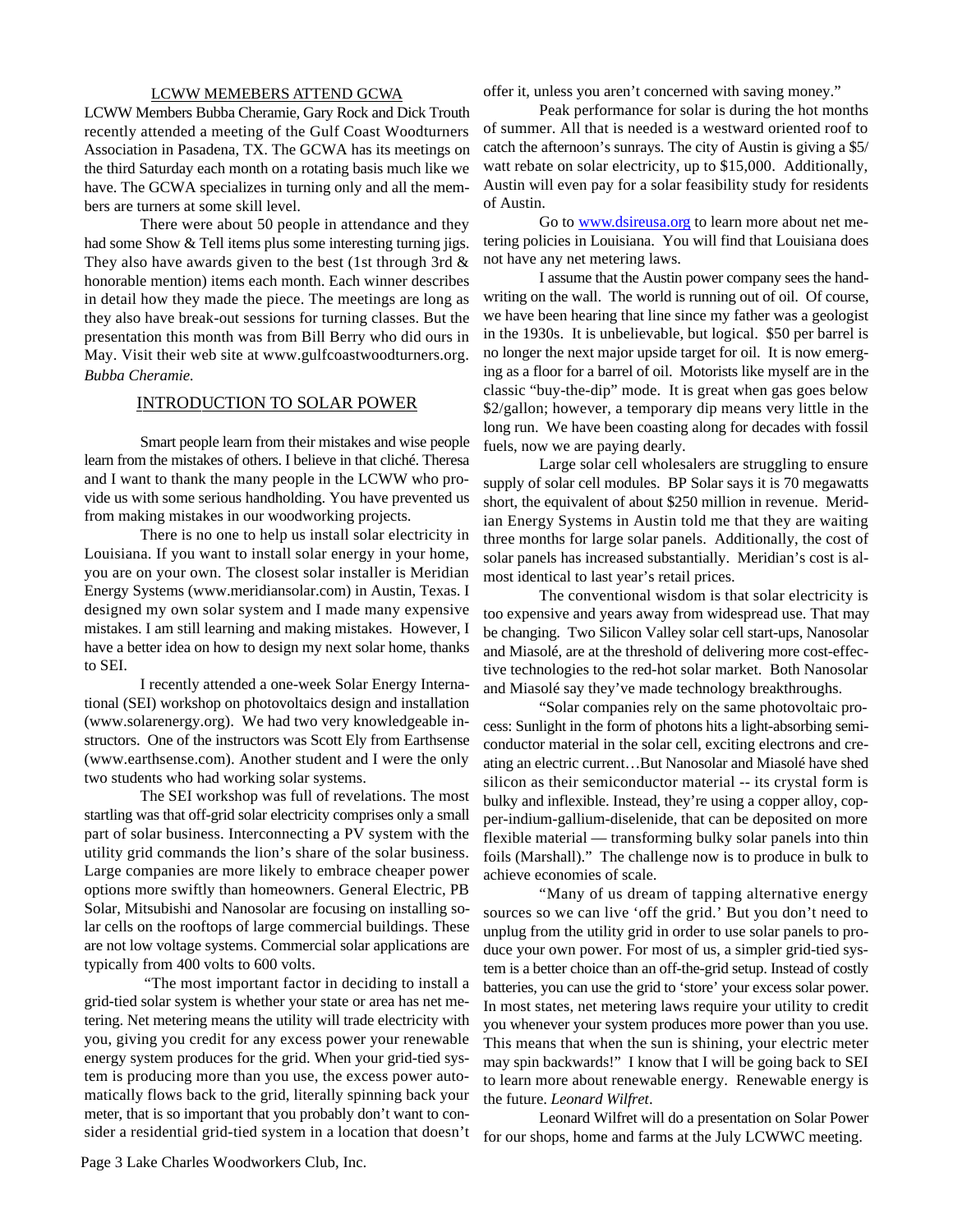## LCWW MEMEBERS ATTEND GCWA

LCWW Members Bubba Cheramie, Gary Rock and Dick Trouth recently attended a meeting of the Gulf Coast Woodturners Association in Pasadena, TX. The GCWA has its meetings on the third Saturday each month on a rotating basis much like we have. The GCWA specializes in turning only and all the members are turners at some skill level.

There were about 50 people in attendance and they had some Show & Tell items plus some interesting turning jigs. They also have awards given to the best (1st through 3rd & honorable mention) items each month. Each winner describes in detail how they made the piece. The meetings are long as they also have break-out sessions for turning classes. But the presentation this month was from Bill Berry who did ours in May. Visit their web site at www.gulfcoastwoodturners.org. *Bubba Cheramie.*

## INTRODUCTION TO SOLAR POWER

Smart people learn from their mistakes and wise people learn from the mistakes of others. I believe in that cliché. Theresa and I want to thank the many people in the LCWW who provide us with some serious handholding. You have prevented us from making mistakes in our woodworking projects.

There is no one to help us install solar electricity in Louisiana. If you want to install solar energy in your home, you are on your own. The closest solar installer is Meridian Energy Systems (www.meridiansolar.com) in Austin, Texas. I designed my own solar system and I made many expensive mistakes. I am still learning and making mistakes. However, I have a better idea on how to design my next solar home, thanks to SEI.

I recently attended a one-week Solar Energy International (SEI) workshop on photovoltaics design and installation (www.solarenergy.org). We had two very knowledgeable instructors. One of the instructors was Scott Ely from Earthsense (www.earthsense.com). Another student and I were the only two students who had working solar systems.

The SEI workshop was full of revelations. The most startling was that off-grid solar electricity comprises only a small part of solar business. Interconnecting a PV system with the utility grid commands the lion's share of the solar business. Large companies are more likely to embrace cheaper power options more swiftly than homeowners. General Electric, PB Solar, Mitsubishi and Nanosolar are focusing on installing solar cells on the rooftops of large commercial buildings. These are not low voltage systems. Commercial solar applications are typically from 400 volts to 600 volts.

"The most important factor in deciding to install a grid-tied solar system is whether your state or area has net metering. Net metering means the utility will trade electricity with you, giving you credit for any excess power your renewable energy system produces for the grid. When your grid-tied system is producing more than you use, the excess power automatically flows back to the grid, literally spinning back your meter, that is so important that you probably don't want to consider a residential grid-tied system in a location that doesn't offer it, unless you aren't concerned with saving money."

Peak performance for solar is during the hot months of summer. All that is needed is a westward oriented roof to catch the afternoon's sunrays. The city of Austin is giving a $5/watt rebate on solar electricity, up to $15,000. Additionally, Austin will even pay for a solar feasibility study for residents of Austin.

Go to www.dsireusa.org to learn more about net metering policies in Louisiana. You will find that Louisiana does not have any net metering laws.

I assume that the Austin power company sees the handwriting on the wall. The world is running out of oil. Of course, we have been hearing that line since my father was a geologist in the 1930s. It is unbelievable, but logical. $50 per barrel is no longer the next major upside target for oil. It is now emerging as a floor for a barrel of oil. Motorists like myself are in the classic "buy-the-dip" mode. It is great when gas goes below $2/gallon; however, a temporary dip means very little in the long run. We have been coasting along for decades with fossil fuels, now we are paying dearly.

Large solar cell wholesalers are struggling to ensure supply of solar cell modules. BP Solar says it is 70 megawatts short, the equivalent of about $250 million in revenue. Meridian Energy Systems in Austin told me that they are waiting three months for large solar panels. Additionally, the cost of solar panels has increased substantially. Meridian's cost is almost identical to last year's retail prices.

The conventional wisdom is that solar electricity is too expensive and years away from widespread use. That may be changing. Two Silicon Valley solar cell start-ups, Nanosolar and Miasolé, are at the threshold of delivering more cost-effective technologies to the red-hot solar market. Both Nanosolar and Miasolé say they've made technology breakthroughs.

"Solar companies rely on the same photovoltaic process: Sunlight in the form of photons hits a light-absorbing semiconductor material in the solar cell, exciting electrons and creating an electric current…But Nanosolar and Miasolé have shed silicon as their semiconductor material -- its crystal form is bulky and inflexible. Instead, they're using a copper alloy, copper-indium-gallium-diselenide, that can be deposited on more flexible material — transforming bulky solar panels into thin foils (Marshall)." The challenge now is to produce in bulk to achieve economies of scale.

"Many of us dream of tapping alternative energy sources so we can live 'off the grid.' But you don't need to unplug from the utility grid in order to use solar panels to produce your own power. For most of us, a simpler grid-tied system is a better choice than an off-the-grid setup. Instead of costly batteries, you can use the grid to 'store' your excess solar power. In most states, net metering laws require your utility to credit you whenever your system produces more power than you use. This means that when the sun is shining, your electric meter may spin backwards!" I know that I will be going back to SEI to learn more about renewable energy. Renewable energy is the future. *Leonard Wilfret*.

Leonard Wilfret will do a presentation on Solar Power for our shops, home and farms at the July LCWWC meeting.